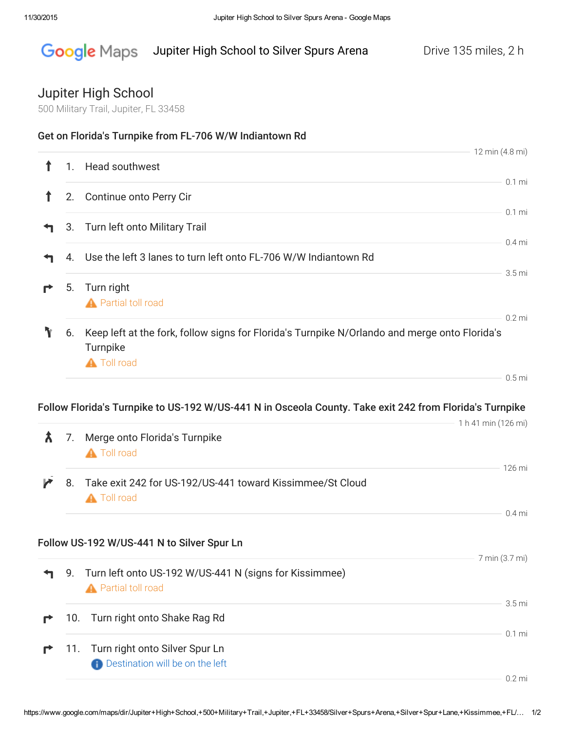# Jupiter High School to Silver Spurs Arena

Drive 135 miles, 2 h

## Jupiter High School

500 Military Trail, Jupiter, FL 33458

### Get on Florida's Turnpike from FL-706 W/W Indiantown Rd

12 min (4.8 mi)

1. Head southwest

   0.1 mi

2. Continue onto Perry Cir

   0.1 mi

3. Turn left onto Military Trail

   0.4 mi

4. Use the left 3 lanes to turn left onto FL-706 W/W Indiantown Rd

   3.5 mi

5. Turn right

   ⚠ Partial toll road

   0.2 mi

6. Keep left at the fork, follow signs for Florida's Turnpike N/Orlando and merge onto Florida's Turnpike

   ⚠ Toll road

   0.5 mi

### Follow Florida's Turnpike to US-192 W/US-441 N in Osceola County. Take exit 242 from Florida's Turnpike

1 h 41 min (126 mi)

7. Merge onto Florida's Turnpike

   ⚠ Toll road

   126 mi

8. Take exit 242 for US-192/US-441 toward Kissimmee/St Cloud

   ⚠ Toll road

   0.4 mi

### Follow US-192 W/US-441 N to Silver Spur Ln

7 min (3.7 mi)

9. Turn left onto US-192 W/US-441 N (signs for Kissimmee)

   ⚠ Partial toll road

   3.5 mi

10. Turn right onto Shake Rag Rd

    0.1 mi

11. Turn right onto Silver Spur Ln

    ℹ Destination will be on the left

    0.2 mi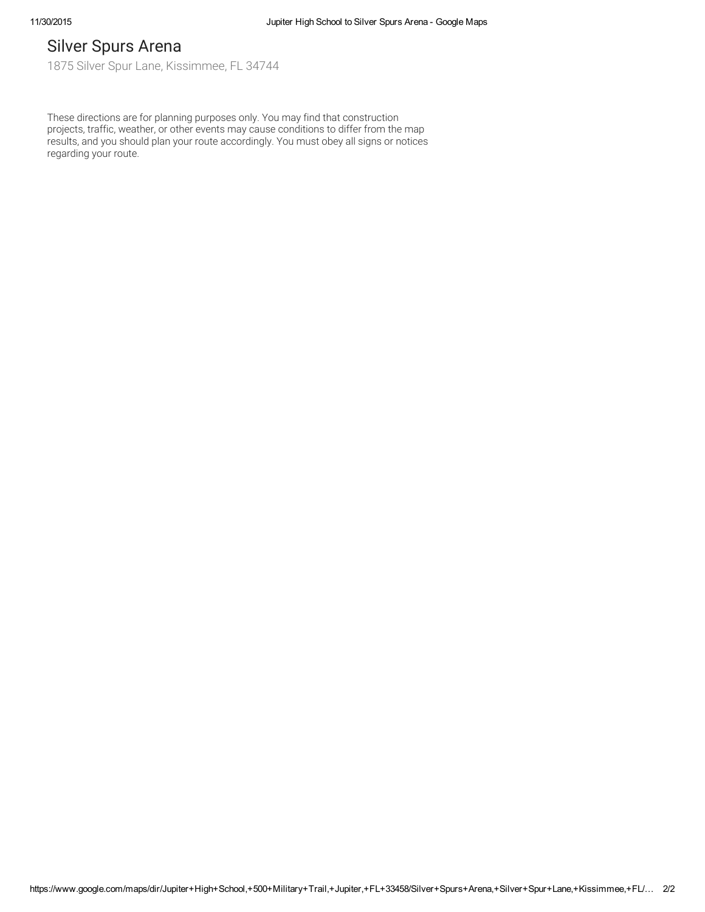# Silver Spurs Arena

1875 Silver Spur Lane, Kissimmee, FL 34744

These directions are for planning purposes only. You may find that construction projects, traffic, weather, or other events may cause conditions to differ from the map results, and you should plan your route accordingly. You must obey all signs or notices regarding your route.